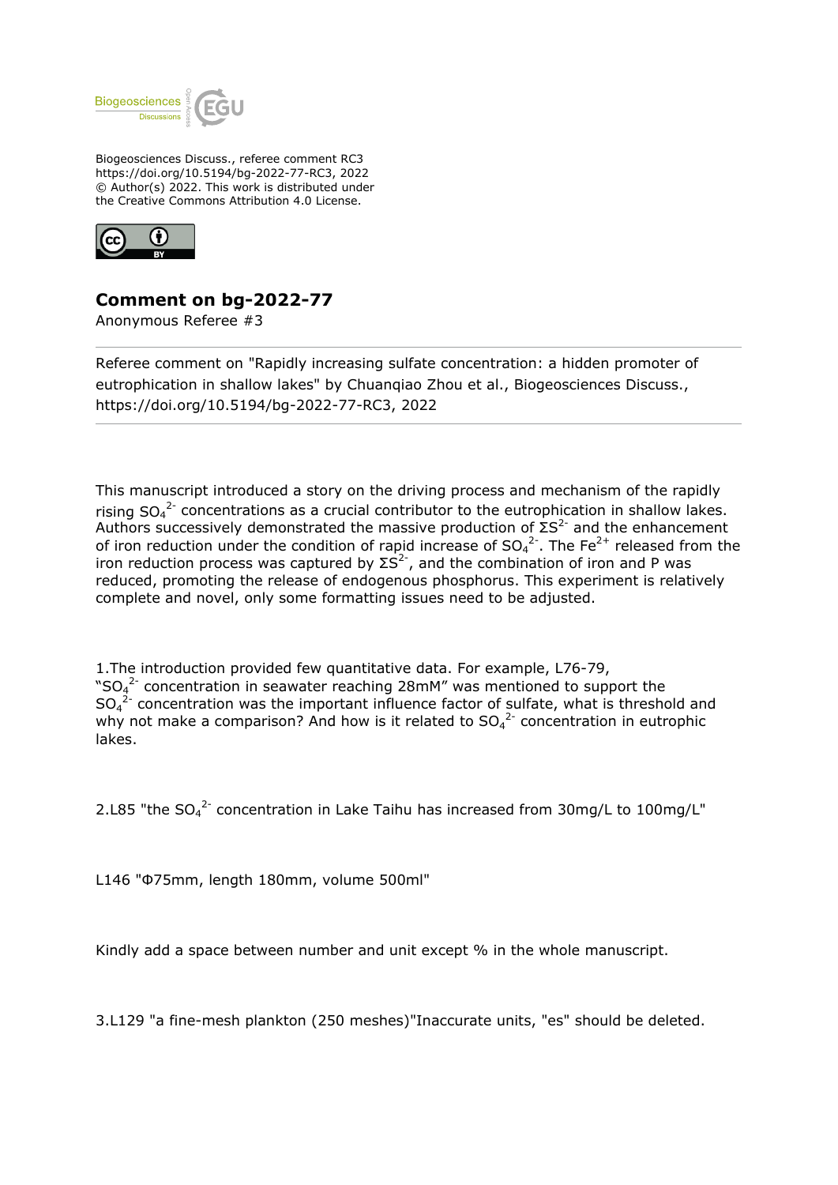Biogeosciences Discuss., referee comment RC3
https://doi.org/10.5194/bg-2022-77-RC3, 2022
© Author(s) 2022. This work is distributed under
the Creative Commons Attribution 4.0 License.

# Comment on bg-2022-77

Anonymous Referee #3

---

Referee comment on "Rapidly increasing sulfate concentration: a hidden promoter of eutrophication in shallow lakes" by Chuanqiao Zhou et al., Biogeosciences Discuss., https://doi.org/10.5194/bg-2022-77-RC3, 2022

---

This manuscript introduced a story on the driving process and mechanism of the rapidly rising $SO_4^{2-}$ concentrations as a crucial contributor to the eutrophication in shallow lakes. Authors successively demonstrated the massive production of $\Sigma S^{2-}$ and the enhancement of iron reduction under the condition of rapid increase of $SO_4^{2-}$. The $Fe^{2+}$ released from the iron reduction process was captured by $\Sigma S^{2-}$, and the combination of iron and P was reduced, promoting the release of endogenous phosphorus. This experiment is relatively complete and novel, only some formatting issues need to be adjusted.

1.The introduction provided few quantitative data. For example, L76-79, "$SO_4^{2-}$ concentration in seawater reaching 28mM" was mentioned to support the $SO_4^{2-}$ concentration was the important influence factor of sulfate, what is threshold and why not make a comparison? And how is it related to $SO_4^{2-}$ concentration in eutrophic lakes.

2.L85 "the $SO_4^{2-}$ concentration in Lake Taihu has increased from 30mg/L to 100mg/L"

L146 "Φ75mm, length 180mm, volume 500ml"

Kindly add a space between number and unit except % in the whole manuscript.

3.L129 "a fine-mesh plankton (250 meshes)"Inaccurate units, "es" should be deleted.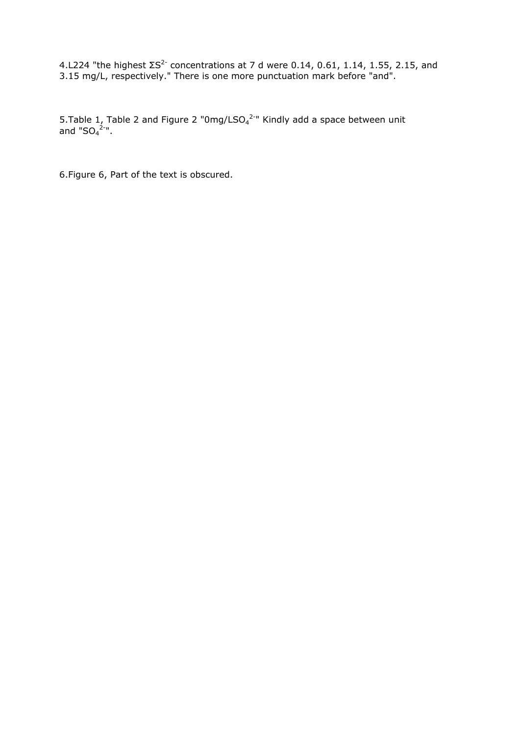4.L224 "the highest $\Sigma S^{2-}$ concentrations at 7 d were 0.14, 0.61, 1.14, 1.55, 2.15, and 3.15 mg/L, respectively." There is one more punctuation mark before "and".

5.Table 1, Table 2 and Figure 2 "0mg/L$SO_4^{2-}$" Kindly add a space between unit and "$SO_4^{2-}$".

6.Figure 6, Part of the text is obscured.